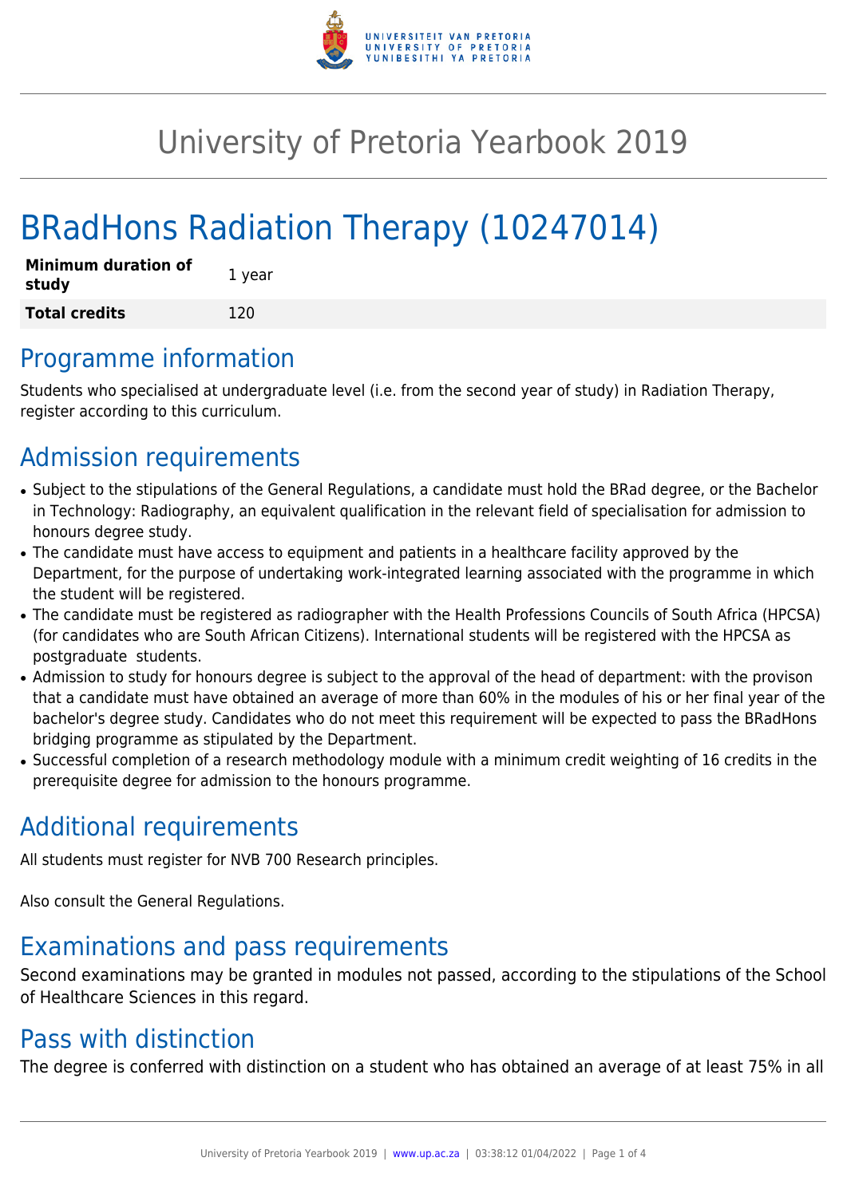# University of Pretoria Yearbook 2019

# BRadHons Radiation Therapy (10247014)

| **Minimum duration of study** | 1 year |
|---|---|
| **Total credits** | 120 |

## Programme information

Students who specialised at undergraduate level (i.e. from the second year of study) in Radiation Therapy, register according to this curriculum.

## Admission requirements

- Subject to the stipulations of the General Regulations, a candidate must hold the BRad degree, or the Bachelor in Technology: Radiography, an equivalent qualification in the relevant field of specialisation for admission to honours degree study.
- The candidate must have access to equipment and patients in a healthcare facility approved by the Department, for the purpose of undertaking work-integrated learning associated with the programme in which the student will be registered.
- The candidate must be registered as radiographer with the Health Professions Councils of South Africa (HPCSA) (for candidates who are South African Citizens). International students will be registered with the HPCSA as postgraduate students.
- Admission to study for honours degree is subject to the approval of the head of department: with the provison that a candidate must have obtained an average of more than 60% in the modules of his or her final year of the bachelor's degree study. Candidates who do not meet this requirement will be expected to pass the BRadHons bridging programme as stipulated by the Department.
- Successful completion of a research methodology module with a minimum credit weighting of 16 credits in the prerequisite degree for admission to the honours programme.

## Additional requirements

All students must register for NVB 700 Research principles.

Also consult the General Regulations.

## Examinations and pass requirements

Second examinations may be granted in modules not passed, according to the stipulations of the School of Healthcare Sciences in this regard.

## Pass with distinction

The degree is conferred with distinction on a student who has obtained an average of at least 75% in all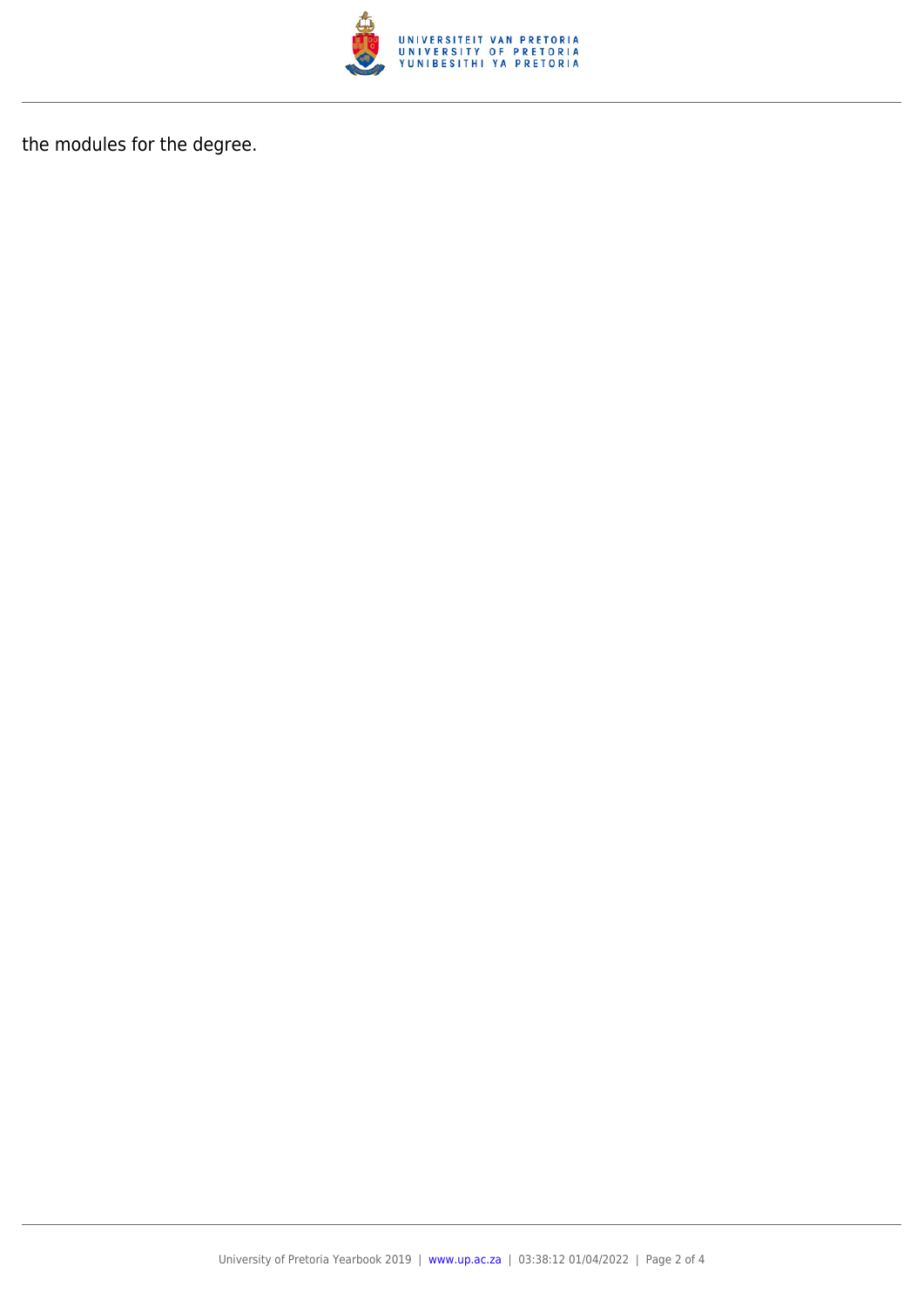the modules for the degree.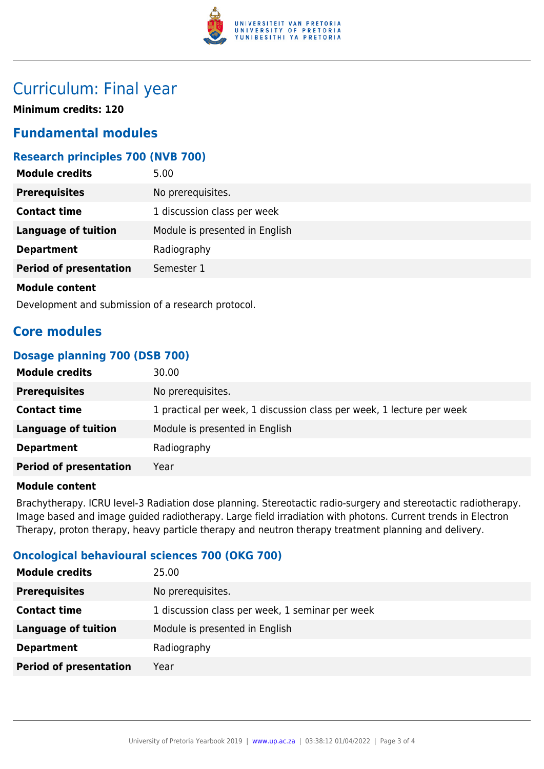# Curriculum: Final year

**Minimum credits: 120**

## Fundamental modules

### Research principles 700 (NVB 700)

| | |
|---|---|
| **Module credits** | 5.00 |
| **Prerequisites** | No prerequisites. |
| **Contact time** | 1 discussion class per week |
| **Language of tuition** | Module is presented in English |
| **Department** | Radiography |
| **Period of presentation** | Semester 1 |

**Module content**

Development and submission of a research protocol.

## Core modules

### Dosage planning 700 (DSB 700)

| | |
|---|---|
| **Module credits** | 30.00 |
| **Prerequisites** | No prerequisites. |
| **Contact time** | 1 practical per week, 1 discussion class per week, 1 lecture per week |
| **Language of tuition** | Module is presented in English |
| **Department** | Radiography |
| **Period of presentation** | Year |

**Module content**

Brachytherapy. ICRU level-3 Radiation dose planning. Stereotactic radio-surgery and stereotactic radiotherapy. Image based and image guided radiotherapy. Large field irradiation with photons. Current trends in Electron Therapy, proton therapy, heavy particle therapy and neutron therapy treatment planning and delivery.

### Oncological behavioural sciences 700 (OKG 700)

| | |
|---|---|
| **Module credits** | 25.00 |
| **Prerequisites** | No prerequisites. |
| **Contact time** | 1 discussion class per week, 1 seminar per week |
| **Language of tuition** | Module is presented in English |
| **Department** | Radiography |
| **Period of presentation** | Year |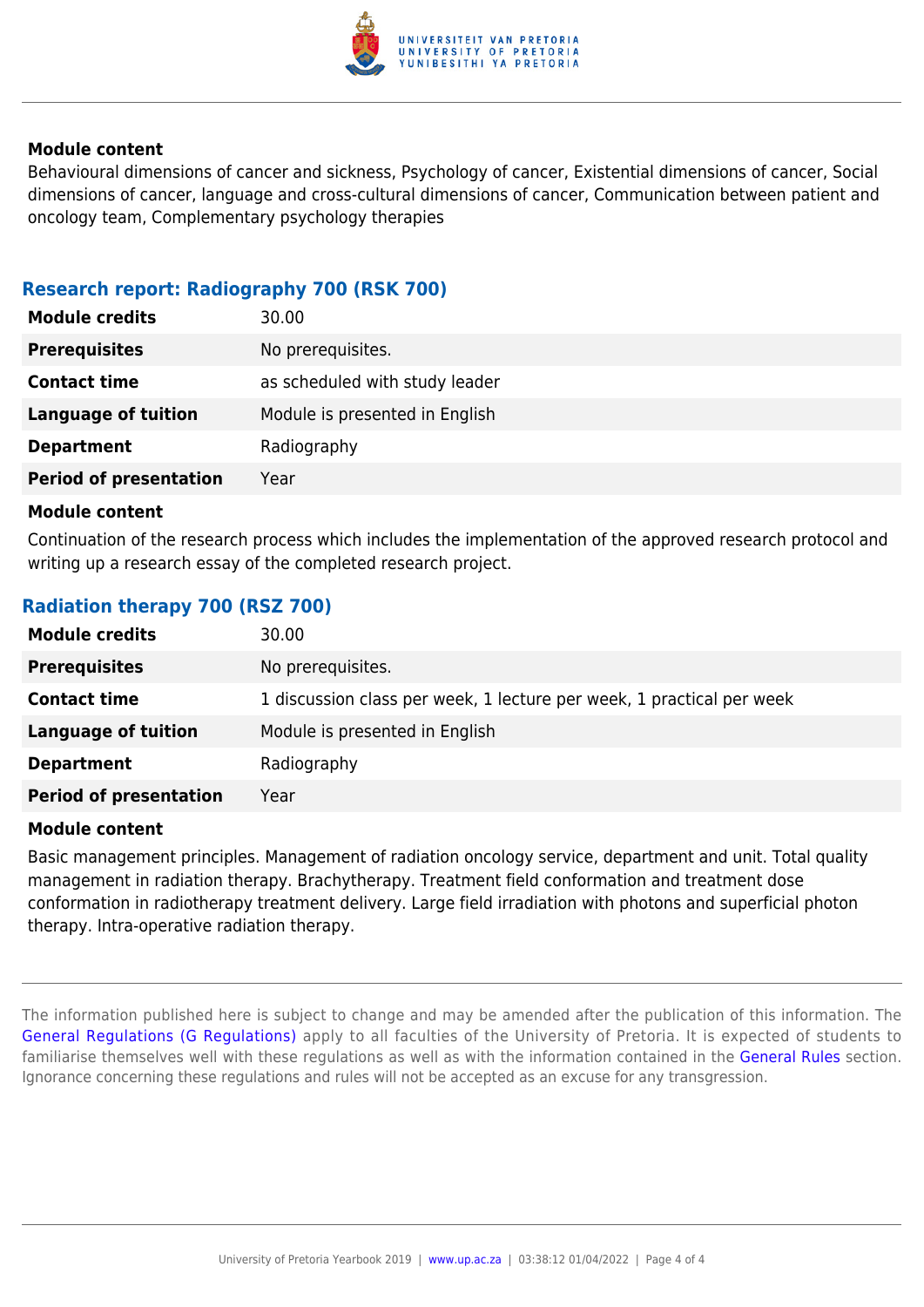#### Module content

Behavioural dimensions of cancer and sickness, Psychology of cancer, Existential dimensions of cancer, Social dimensions of cancer, language and cross-cultural dimensions of cancer, Communication between patient and oncology team, Complementary psychology therapies

### Research report: Radiography 700 (RSK 700)

| | |
|---|---|
| **Module credits** | 30.00 |
| **Prerequisites** | No prerequisites. |
| **Contact time** | as scheduled with study leader |
| **Language of tuition** | Module is presented in English |
| **Department** | Radiography |
| **Period of presentation** | Year |

#### Module content

Continuation of the research process which includes the implementation of the approved research protocol and writing up a research essay of the completed research project.

### Radiation therapy 700 (RSZ 700)

| | |
|---|---|
| **Module credits** | 30.00 |
| **Prerequisites** | No prerequisites. |
| **Contact time** | 1 discussion class per week, 1 lecture per week, 1 practical per week |
| **Language of tuition** | Module is presented in English |
| **Department** | Radiography |
| **Period of presentation** | Year |

#### Module content

Basic management principles. Management of radiation oncology service, department and unit. Total quality management in radiation therapy. Brachytherapy. Treatment field conformation and treatment dose conformation in radiotherapy treatment delivery. Large field irradiation with photons and superficial photon therapy. Intra-operative radiation therapy.

---

The information published here is subject to change and may be amended after the publication of this information. The General Regulations (G Regulations) apply to all faculties of the University of Pretoria. It is expected of students to familiarise themselves well with these regulations as well as with the information contained in the General Rules section. Ignorance concerning these regulations and rules will not be accepted as an excuse for any transgression.